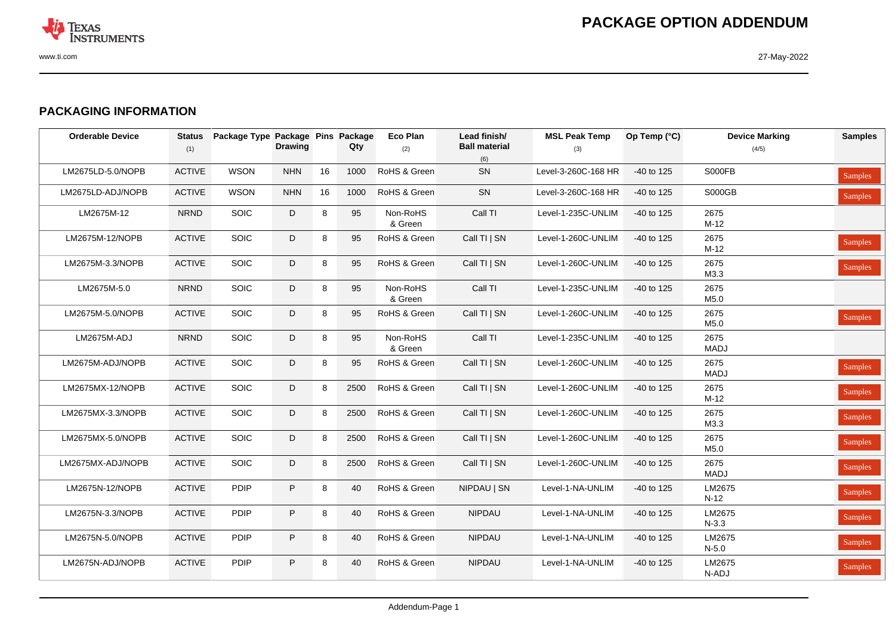# PACKAGE OPTION ADDENDUM

## PACKAGING INFORMATION

| Orderable Device | Status (1) | Package Type | Package Drawing | Pins | Package Qty | Eco Plan (2) | Lead finish/ Ball material (6) | MSL Peak Temp (3) | Op Temp (°C) | Device Marking (4/5) | Samples |
|---|---|---|---|---|---|---|---|---|---|---|---|
| LM2675LD-5.0/NOPB | ACTIVE | WSON | NHN | 16 | 1000 | RoHS & Green | SN | Level-3-260C-168 HR | -40 to 125 | S000FB | Samples |
| LM2675LD-ADJ/NOPB | ACTIVE | WSON | NHN | 16 | 1000 | RoHS & Green | SN | Level-3-260C-168 HR | -40 to 125 | S000GB | Samples |
| LM2675M-12 | NRND | SOIC | D | 8 | 95 | Non-RoHS & Green | Call TI | Level-1-235C-UNLIM | -40 to 125 | 2675 M-12 | |
| LM2675M-12/NOPB | ACTIVE | SOIC | D | 8 | 95 | RoHS & Green | Call TI \| SN | Level-1-260C-UNLIM | -40 to 125 | 2675 M-12 | Samples |
| LM2675M-3.3/NOPB | ACTIVE | SOIC | D | 8 | 95 | RoHS & Green | Call TI \| SN | Level-1-260C-UNLIM | -40 to 125 | 2675 M3.3 | Samples |
| LM2675M-5.0 | NRND | SOIC | D | 8 | 95 | Non-RoHS & Green | Call TI | Level-1-235C-UNLIM | -40 to 125 | 2675 M5.0 | |
| LM2675M-5.0/NOPB | ACTIVE | SOIC | D | 8 | 95 | RoHS & Green | Call TI \| SN | Level-1-260C-UNLIM | -40 to 125 | 2675 M5.0 | Samples |
| LM2675M-ADJ | NRND | SOIC | D | 8 | 95 | Non-RoHS & Green | Call TI | Level-1-235C-UNLIM | -40 to 125 | 2675 MADJ | |
| LM2675M-ADJ/NOPB | ACTIVE | SOIC | D | 8 | 95 | RoHS & Green | Call TI \| SN | Level-1-260C-UNLIM | -40 to 125 | 2675 MADJ | Samples |
| LM2675MX-12/NOPB | ACTIVE | SOIC | D | 8 | 2500 | RoHS & Green | Call TI \| SN | Level-1-260C-UNLIM | -40 to 125 | 2675 M-12 | Samples |
| LM2675MX-3.3/NOPB | ACTIVE | SOIC | D | 8 | 2500 | RoHS & Green | Call TI \| SN | Level-1-260C-UNLIM | -40 to 125 | 2675 M3.3 | Samples |
| LM2675MX-5.0/NOPB | ACTIVE | SOIC | D | 8 | 2500 | RoHS & Green | Call TI \| SN | Level-1-260C-UNLIM | -40 to 125 | 2675 M5.0 | Samples |
| LM2675MX-ADJ/NOPB | ACTIVE | SOIC | D | 8 | 2500 | RoHS & Green | Call TI \| SN | Level-1-260C-UNLIM | -40 to 125 | 2675 MADJ | Samples |
| LM2675N-12/NOPB | ACTIVE | PDIP | P | 8 | 40 | RoHS & Green | NIPDAU \| SN | Level-1-NA-UNLIM | -40 to 125 | LM2675 N-12 | Samples |
| LM2675N-3.3/NOPB | ACTIVE | PDIP | P | 8 | 40 | RoHS & Green | NIPDAU | Level-1-NA-UNLIM | -40 to 125 | LM2675 N-3.3 | Samples |
| LM2675N-5.0/NOPB | ACTIVE | PDIP | P | 8 | 40 | RoHS & Green | NIPDAU | Level-1-NA-UNLIM | -40 to 125 | LM2675 N-5.0 | Samples |
| LM2675N-ADJ/NOPB | ACTIVE | PDIP | P | 8 | 40 | RoHS & Green | NIPDAU | Level-1-NA-UNLIM | -40 to 125 | LM2675 N-ADJ | Samples |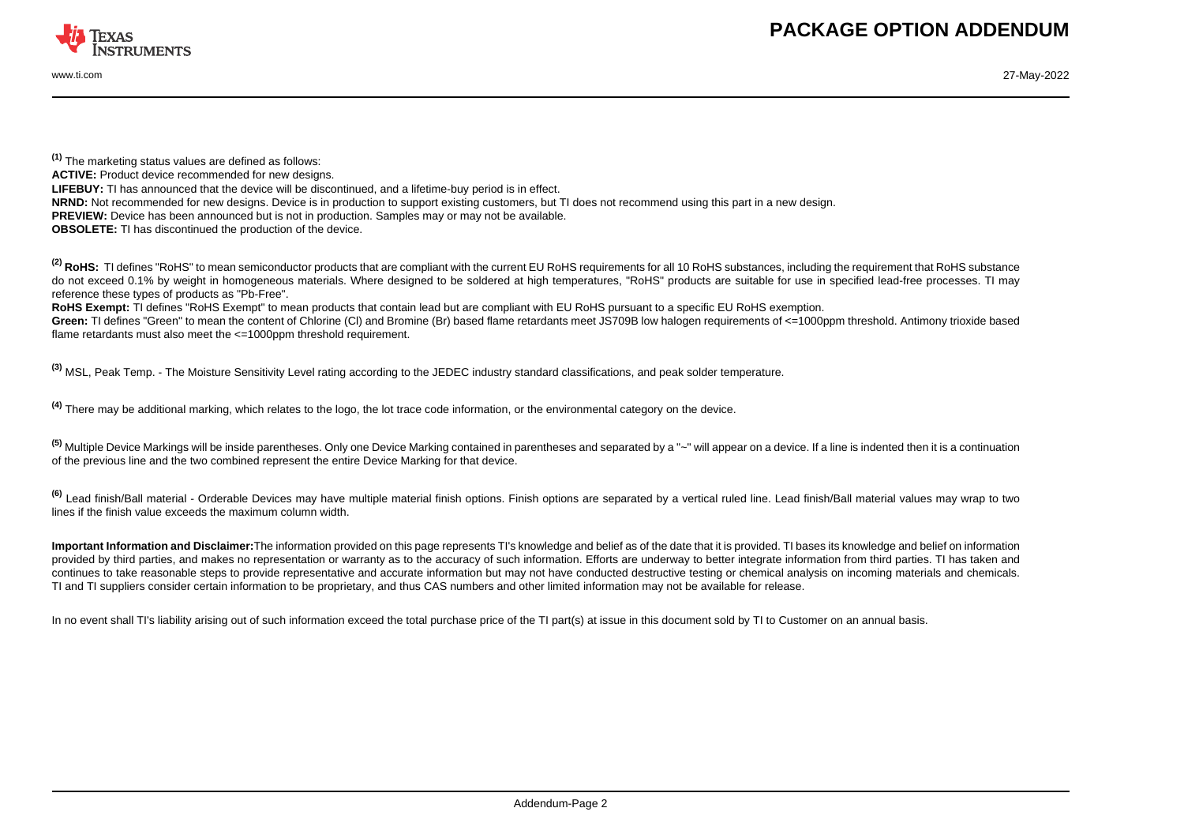[1] The marketing status values are defined as follows:
**ACTIVE:** Product device recommended for new designs.
**LIFEBUY:** TI has announced that the device will be discontinued, and a lifetime-buy period is in effect.
**NRND:** Not recommended for new designs. Device is in production to support existing customers, but TI does not recommend using this part in a new design.
**PREVIEW:** Device has been announced but is not in production. Samples may or may not be available.
**OBSOLETE:** TI has discontinued the production of the device.

[2] **RoHS:** TI defines "RoHS" to mean semiconductor products that are compliant with the current EU RoHS requirements for all 10 RoHS substances, including the requirement that RoHS substance do not exceed 0.1% by weight in homogeneous materials. Where designed to be soldered at high temperatures, "RoHS" products are suitable for use in specified lead-free processes. TI may reference these types of products as "Pb-Free".
**RoHS Exempt:** TI defines "RoHS Exempt" to mean products that contain lead but are compliant with EU RoHS pursuant to a specific EU RoHS exemption.
**Green:** TI defines "Green" to mean the content of Chlorine (Cl) and Bromine (Br) based flame retardants meet JS709B low halogen requirements of <=1000ppm threshold. Antimony trioxide based flame retardants must also meet the <=1000ppm threshold requirement.

[3] MSL, Peak Temp. - The Moisture Sensitivity Level rating according to the JEDEC industry standard classifications, and peak solder temperature.

[4] There may be additional marking, which relates to the logo, the lot trace code information, or the environmental category on the device.

[5] Multiple Device Markings will be inside parentheses. Only one Device Marking contained in parentheses and separated by a "~" will appear on a device. If a line is indented then it is a continuation of the previous line and the two combined represent the entire Device Marking for that device.

[6] Lead finish/Ball material - Orderable Devices may have multiple material finish options. Finish options are separated by a vertical ruled line. Lead finish/Ball material values may wrap to two lines if the finish value exceeds the maximum column width.

**Important Information and Disclaimer:** The information provided on this page represents TI's knowledge and belief as of the date that it is provided. TI bases its knowledge and belief on information provided by third parties, and makes no representation or warranty as to the accuracy of such information. Efforts are underway to better integrate information from third parties. TI has taken and continues to take reasonable steps to provide representative and accurate information but may not have conducted destructive testing or chemical analysis on incoming materials and chemicals. TI and TI suppliers consider certain information to be proprietary, and thus CAS numbers and other limited information may not be available for release.

In no event shall TI's liability arising out of such information exceed the total purchase price of the TI part(s) at issue in this document sold by TI to Customer on an annual basis.